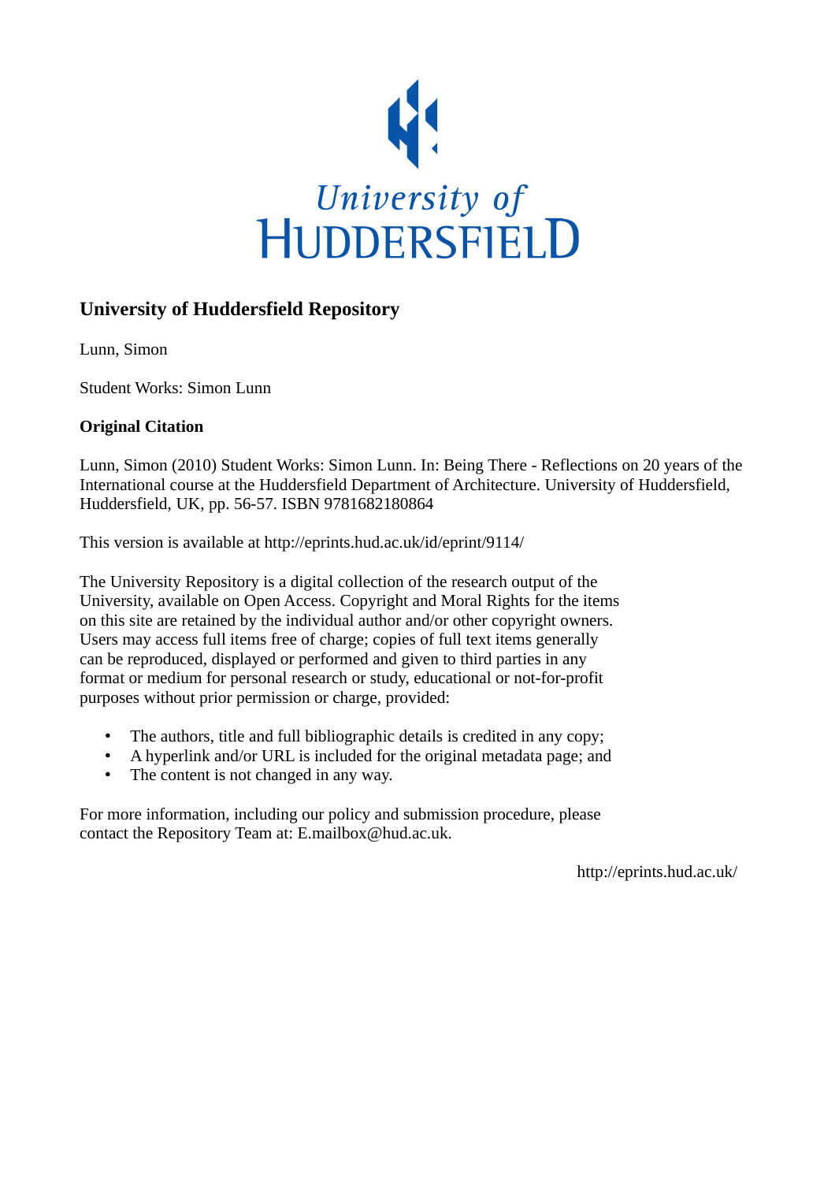University of
HUDDERSFIELD

# University of Huddersfield Repository

Lunn, Simon

Student Works: Simon Lunn

## Original Citation

Lunn, Simon (2010) Student Works: Simon Lunn. In: Being There - Reflections on 20 years of the International course at the Huddersfield Department of Architecture. University of Huddersfield, Huddersfield, UK, pp. 56-57. ISBN 9781682180864

This version is available at http://eprints.hud.ac.uk/id/eprint/9114/

The University Repository is a digital collection of the research output of the University, available on Open Access. Copyright and Moral Rights for the items on this site are retained by the individual author and/or other copyright owners. Users may access full items free of charge; copies of full text items generally can be reproduced, displayed or performed and given to third parties in any format or medium for personal research or study, educational or not-for-profit purposes without prior permission or charge, provided:

- The authors, title and full bibliographic details is credited in any copy;
- A hyperlink and/or URL is included for the original metadata page; and
- The content is not changed in any way.

For more information, including our policy and submission procedure, please contact the Repository Team at: E.mailbox@hud.ac.uk.

http://eprints.hud.ac.uk/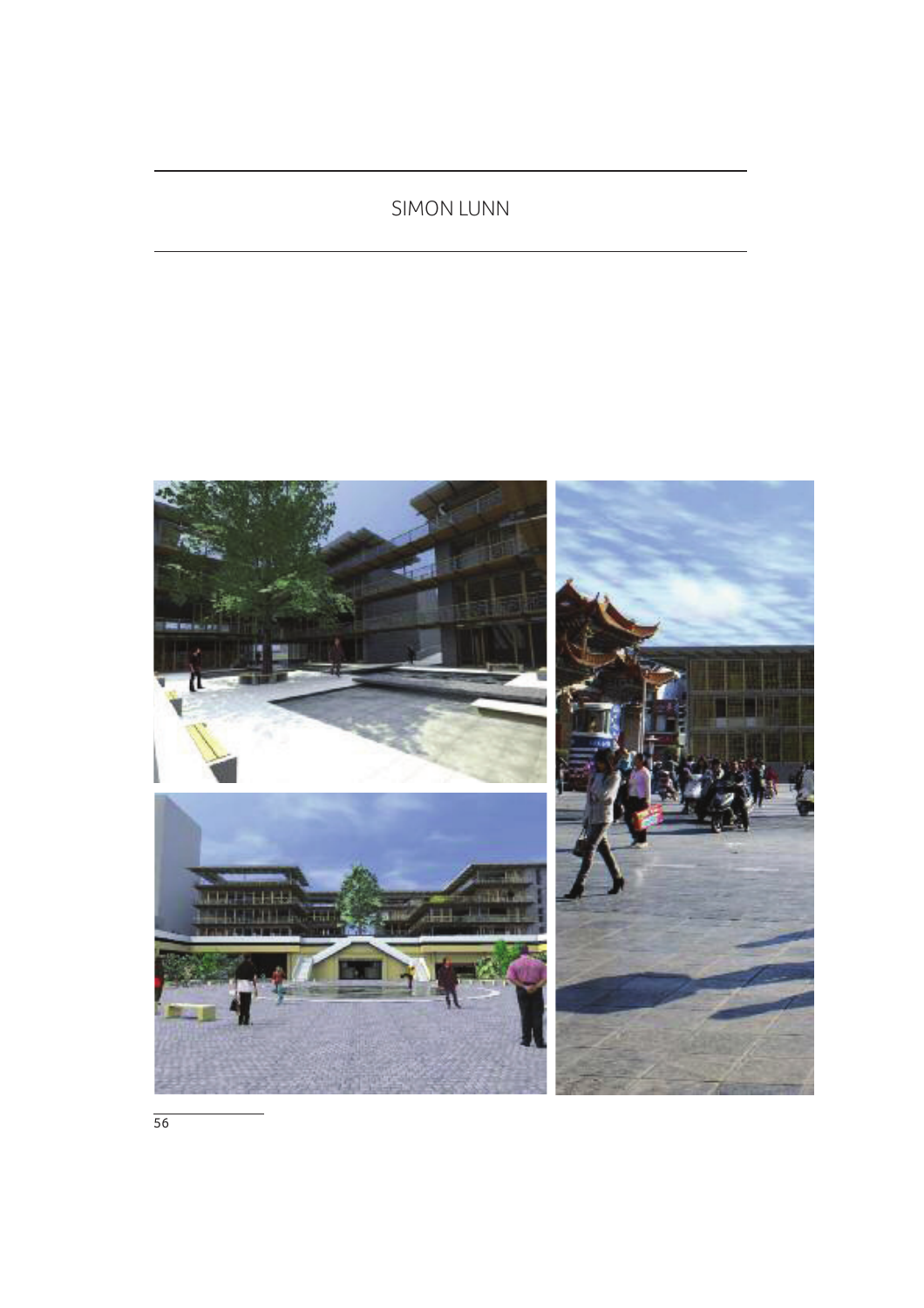# SIMON LUNN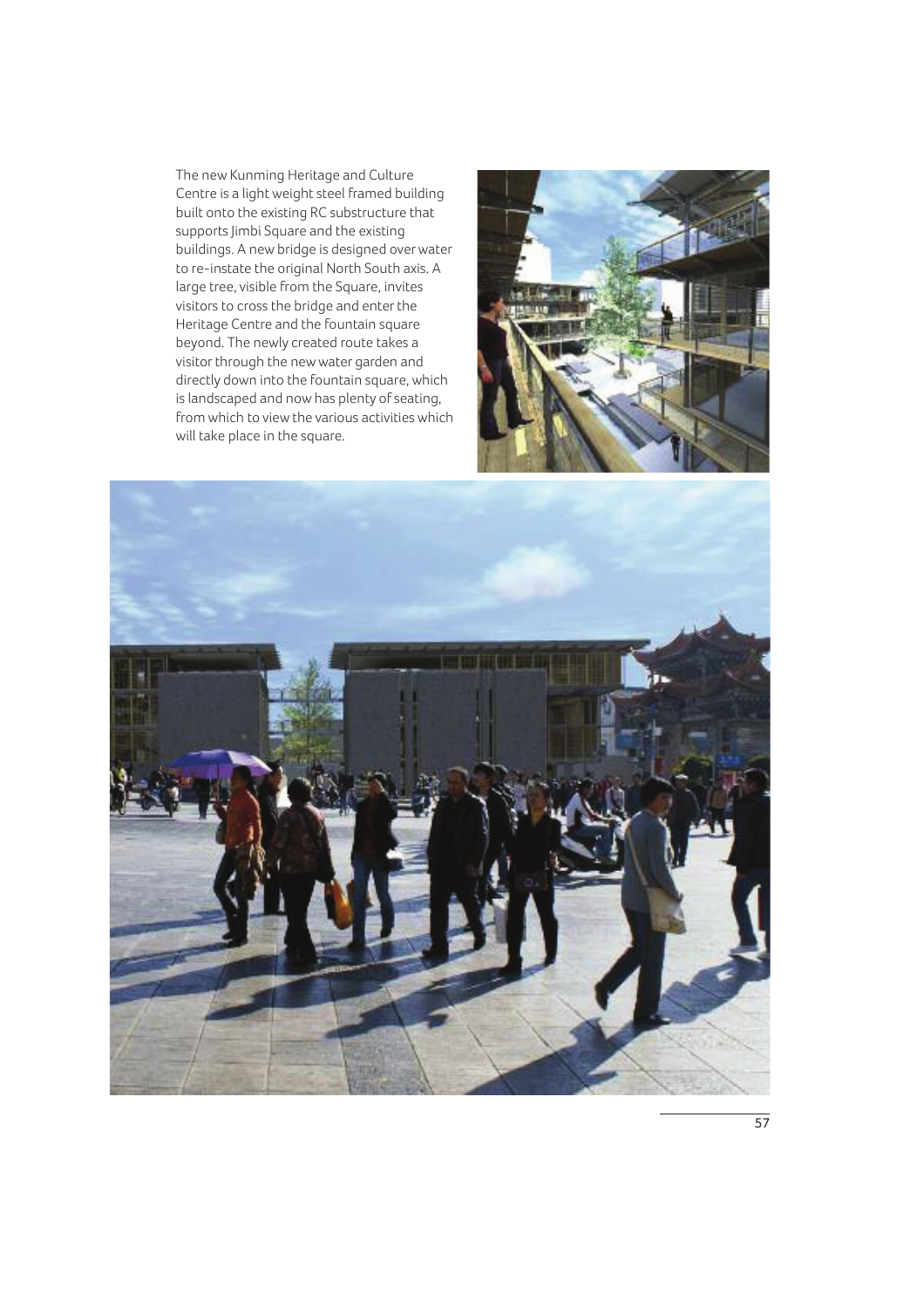The new Kunming Heritage and Culture Centre is a light weight steel framed building built onto the existing RC substructure that supports Jimbi Square and the existing buildings. A new bridge is designed over water to re-instate the original North South axis. A large tree, visible from the Square, invites visitors to cross the bridge and enter the Heritage Centre and the fountain square beyond. The newly created route takes a visitor through the new water garden and directly down into the fountain square, which is landscaped and now has plenty of seating, from which to view the various activities which will take place in the square.